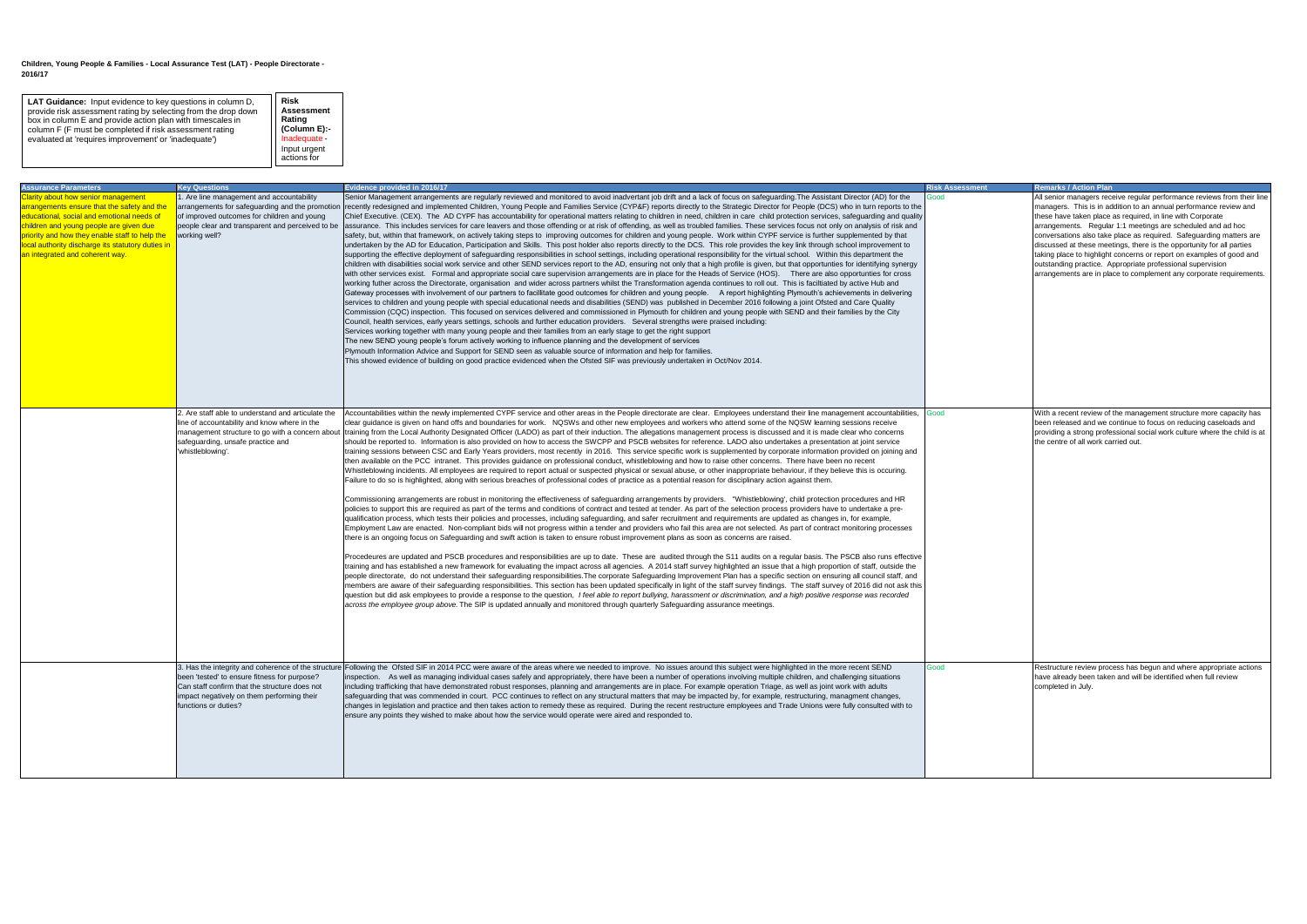**Children, Young People & Families - Local Assurance Test (LAT) - People Directorate - 2016/17**

| **LAT Guidance:** Input evidence to key questions in column D, provide risk assessment rating by selecting from the drop down box in column E and provide action plan with timescales in column F (F must be completed if risk assessment rating evaluated at 'requires improvement' or 'inadequate') | **Risk Assessment Rating (Column E):-** Inadequate - Input urgent actions for |
|---|---|

| Assurance Parameters | Key Questions | Evidence provided in 2016/17 | Risk Assessment | Remarks / Action Plan |
|---|---|---|---|---|
| Clarity about how senior management arrangements ensure that the safety and the educational, social and emotional needs of children and young people are given due priority and how they enable staff to help the local authority discharge its statutory duties in an integrated and coherent way. | 1. Are line management and accountability arrangements for safeguarding and the promotion of improved outcomes for children and young people clear and transparent and perceived to be working well? | Senior Management arrangements are regularly reviewed and monitored to avoid inadvertant job drift and a lack of focus on safeguarding.The Assistant Director (AD) for the recently redesigned and implemented Children, Young People and Families Service (CYP&F) reports directly to the Strategic Director for People (DCS) who in turn reports to the Chief Executive. (CEX). The AD CYPF has accountability for operational matters relating to children in need, children in care child protection services, safeguarding and quality assurance. This includes services for care leavers and those offending or at risk of offending, as well as troubled families. These services focus not only on analysis of risk and safety, but, within that framework, on actively taking steps to improving outcomes for children and young people. Work within CYPF service is further supplemented by that undertaken by the AD for Education, Participation and Skills. This post holder also reports directly to the DCS. This role provides the key link through school improvement to supporting the effective deployment of safeguarding responsibilities in school settings, including operational responsibility for the virtual school. Within this department the children with disabilities social work service and other SEND services report to the AD, ensuring not only that a high profile is given, but that opportunities for identifying synergy with other services exist. Formal and appropriate social care supervision arrangements are in place for the Heads of Service (HOS). There are also opportunties for cross working futher across the Directorate, organisation and wider across partners whilst the Transformation agenda continues to roll out. This is faciltiated by active Hub and Gateway processes with involvement of our partners to facillitate good outcomes for children and young people. A report highlighting Plymouth's achievements in delivering services to children and young people with special educational needs and disabilities (SEND) was published in December 2016 following a joint Ofsted and Care Quality Commission (CQC) inspection. This focused on services delivered and commissioned in Plymouth for children and young people with SEND and their families by the City Council, health services, early years settings, schools and further education providers. Several strengths were praised including:<br>Services working together with many young people and their families from an early stage to get the right support<br>The new SEND young people's forum actively working to influence planning and the development of services<br>Plymouth Information Advice and Support for SEND seen as valuable source of information and help for families.<br>This showed evidence of building on good practice evidenced when the Ofsted SIF was previously undertaken in Oct/Nov 2014. | Good | All senior managers receive regular performance reviews from their line managers. This is in addition to an annual performance review and these have taken place as required, in line with Corporate arrangements. Regular 1:1 meetings are scheduled and ad hoc conversations also take place as required. Safeguarding matters are discussed at these meetings, there is the opportunity for all parties taking place to highlight concerns or report on examples of good and outstanding practice. Appropriate professional supervision arrangements are in place to complement any corporate requirements. |
| | 2. Are staff able to understand and articulate the line of accountability and know where in the management structure to go with a concern about safeguarding, unsafe practice and 'whistleblowing'. | Accountabilities within the newly implemented CYPF service and other areas in the People directorate are clear. Employees understand their line management accountabilities, clear guidance is given on hand offs and boundaries for work. NQSWs and other new employees and workers who attend some of the NQSW learning sessions receive training from the Local Authority Designated Officer (LADO) as part of their induction. The allegations management process is discussed and it is made clear who concerns should be reported to. Information is also provided on how to access the SWCPP and PSCB websites for reference. LADO also undertakes a presentation at joint service training sessions between CSC and Early Years providers, most recently in 2016. This service specific work is supplemented by corporate information provided on joining and then available on the PCC intranet. This provides guidance on professional conduct, whistleblowing and how to raise other concerns. There have been no recent Whistleblowing incidents. All employees are required to report actual or suspected physical or sexual abuse, or other inappropriate behaviour, if they believe this is occuring. Failure to do so is highlighted, along with serious breaches of professional codes of practice as a potential reason for disciplinary action against them.<br><br>Commissioning arrangements are robust in monitoring the effectiveness of safeguarding arrangements by providers. "Whistleblowing', child protection procedures and HR policies to support this are required as part of the terms and conditions of contract and tested at tender. As part of the selection process providers have to undertake a pre-qualification process, which tests their policies and processes, including safeguarding, and safer recruitment and requirements are updated as changes in, for example, Employment Law are enacted. Non-compliant bids will not progress within a tender and providers who fail this area are not selected. As part of contract monitoring processes there is an ongoing focus on Safeguarding and swift action is taken to ensure robust improvement plans as soon as concerns are raised.<br><br>Procedeures are updated and PSCB procedures and responsibilities are up to date. These are audited through the S11 audits on a regular basis. The PSCB also runs effective training and has established a new framework for evaluating the impact across all agencies. A 2014 staff survey highlighted an issue that a high proportion of staff, outside the people directorate, do not understand their safeguarding responsibilities.The corporate Safeguarding Improvement Plan has a specific section on ensuring all council staff, and members are aware of their safeguarding responsibilities. This section has been updated specifically in light of the staff survey findings. The staff survey of 2016 did not ask this question but did ask employees to provide a response to the question, *I feel able to report bullying, harassment or discrimination, and a high positive response was recorded across the employee group above.* The SIP is updated annually and monitored through quarterly Safeguarding assurance meetings. | Good | With a recent review of the management structure more capacity has been released and we continue to focus on reducing caseloads and providing a strong professional social work culture where the child is at the centre of all work carried out. |
| | 3. Has the integrity and coherence of the structure been 'tested' to ensure fitness for purpose? Can staff confirm that the structure does not impact negatively on them performing their functions or duties? | Following the Ofsted SIF in 2014 PCC were aware of the areas where we needed to improve. No issues around this subject were highlighted in the more recent SEND inspection. As well as managing individual cases safely and appropriately, there have been a number of operations involving multiple children, and challenging situations including trafficking that have demonstrated robust responses, planning and arrangements are in place. For example operation Triage, as well as joint work with adults safeguarding that was commended in court. PCC continues to reflect on any structural matters that may be impacted by, for example, restructuring, managment changes, changes in legislation and practice and then takes action to remedy these as required. During the recent restructure employees and Trade Unions were fully consulted with to ensure any points they wished to make about how the service would operate were aired and responded to. | Good | Restructure review process has begun and where appropriate actions have already been taken and will be identified when full review completed in July. |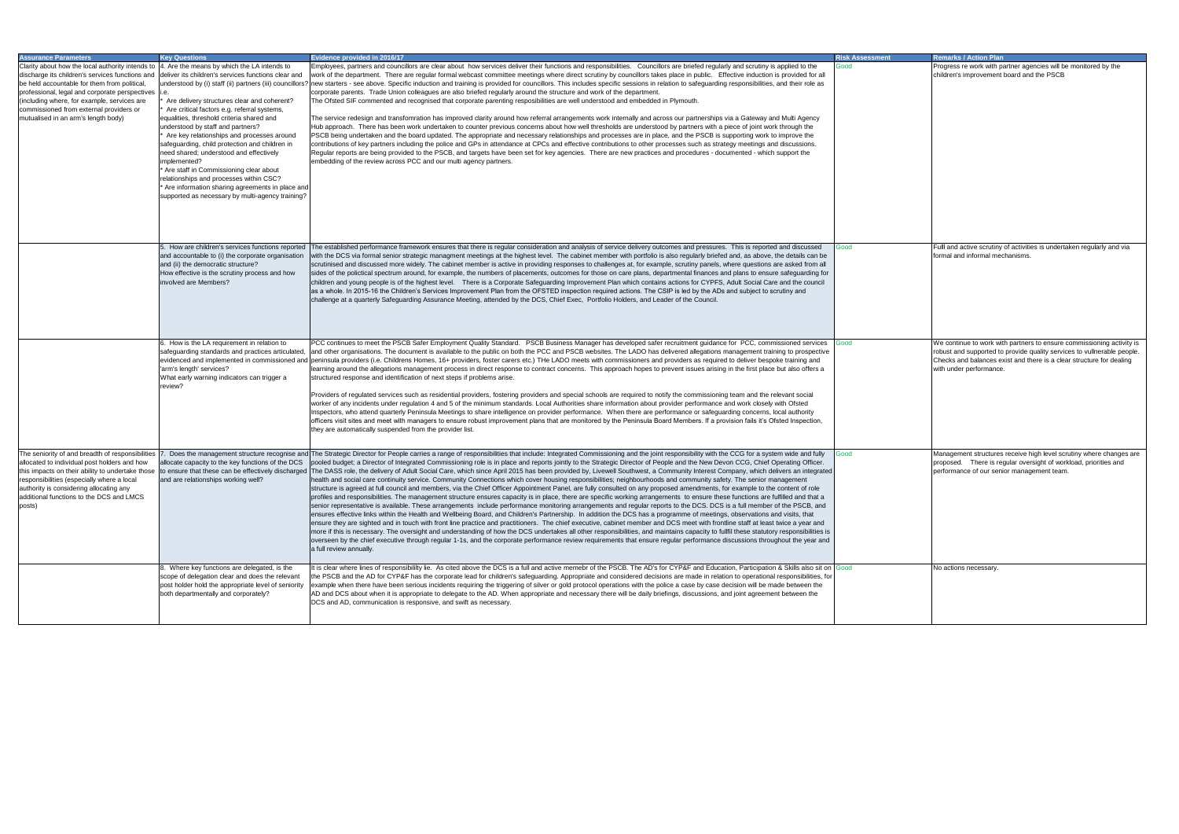| Assurance Parameters | Key Questions | Evidence provided in 2016/17 | Risk Assessment | Remarks / Action Plan |
|---|---|---|---|---|
| Clarity about how the local authority intends to discharge its children's services functions and be held accountable for them from political, professional, legal and corporate perspectives (including where, for example, services are commissioned from external providers or mutualised in an arm's length body) | 4. Are the means by which the LA intends to deliver its children's services functions clear and understood by (i) staff (ii) partners (iii) councillors? i.e.<br>* Are delivery structures clear and coherent?<br>* Are critical factors e.g. referral systems, equalities, threshold criteria shared and understood by staff and partners?<br>* Are key relationships and processes around safeguarding, child protection and children in need shared; understood and effectively implemented?<br>* Are staff in Commissioning clear about relationships and processes within CSC?<br>* Are information sharing agreements in place and supported as necessary by multi-agency training? | Employees, partners and councillors are clear about how services deliver their functions and responsibilities. Councillors are briefed regularly and scrutiny is applied to the work of the department. There are regular formal webcast committee meetings where direct scrutiny by councillors takes place in public. Effective induction is provided for all new starters - see above. Specific induction and training is provided for councillors. This includes specific sessions in relation to safeguarding responsibilities, and their role as corporate parents. Trade Union colleagues are also briefed regularly around the structure and work of the department.<br>The Ofsted SIF commented and recognised that corporate parenting resposibilities are well understood and embedded in Plymouth.<br><br>The service redesign and transfomration has improved clarity around how referral arrangements work internally and across our partnerships via a Gateway and Multi Agency Hub approach. There has been work undertaken to counter previous concerns about how well thresholds are understood by partners with a piece of joint work through the PSCB being undertaken and the board updated. The appropriate and necessary relationships and processes are in place, and the PSCB is supporting work to improve the contributions of key partners including the police and GPs in attendance at CPCs and effective contributions to other processes such as strategy meetings and discussions. Regular reports are being provided to the PSCB, and targets have been set for key agencies. There are new practices and procedures - documented - which support the embedding of the review across PCC and our multi agency partners. | Good | Progress re work with partner agencies will be monitored by the children's improvement board and the PSCB |
| | 5. How are children's services functions reported and accountable to (i) the corporate organisation and (ii) the democratic structure?<br>How effective is the scrutiny process and how involved are Members? | The established performance framework ensures that there is regular consideration and analysis of service delivery outcomes and pressures. This is reported and discussed with the DCS via formal senior strategic managment meetings at the highest level. The cabinet member with portfolio is also regularly briefed and, as above, the details can be scrutinised and discussed more widely. The cabinet member is active in providing responses to challenges at, for example, scrutiny panels, where questions are asked from all sides of the polictical spectrum around, for example, the numbers of placements, outcomes for those on care plans, departmental finances and plans to ensure safeguarding for children and young people is of the highest level. There is a Corporate Safeguarding Improvement Plan which contains actions for CYPFS, Adult Social Care and the council as a whole. In 2015-16 the Children's Services Improvement Plan from the OFSTED inspection required actions. The CSIP is led by the ADs and subject to scrutiny and challenge at a quarterly Safeguarding Assurance Meeting, attended by the DCS, Chief Exec, Portfolio Holders, and Leader of the Council. | Good | Fulll and active scrutiny of activities is undertaken regularly and via formal and informal mechanisms. |
| | 6. How is the LA requirement in relation to safeguarding standards and practices articulated, evidenced and implemented in commissioned and 'arm's length' services?<br>What early warning indicators can trigger a review? | PCC continues to meet the PSCB Safer Employment Quality Standard. PSCB Business Manager has developed safer recruitment guidance for PCC, commissioned services and other organisations. The document is available to the public on both the PCC and PSCB websites. The LADO has delivered allegations management training to prospective peninsula providers (i.e. Childrens Homes, 16+ providers, foster carers etc.) THe LADO meets with commissioners and providers as required to deliver bespoke training and learning around the allegations management process in direct response to contract concerns. This approach hopes to prevent issues arising in the first place but also offers a structured response and identification of next steps if problems arise.<br><br>Providers of regulated services such as residential providers, fostering providers and special schools are required to notify the commissioning team and the relevant social worker of any incidents under regulation 4 and 5 of the minimum standards. Local Authorities share information about provider performance and work closely with Ofsted Inspectors, who attend quarterly Peninsula Meetings to share intelligence on provider performance. When there are performance or safeguarding concerns, local authority officers visit sites and meet with managers to ensure robust improvement plans that are monitored by the Peninsula Board Members. If a provision fails it's Ofsted Inspection, they are automatically suspended from the provider list. | Good | We continue to work with partners to ensure commissioning activity is robust and supported to provide quality services to vullnerable people. Checks and balances exist and there is a clear structure for dealing with under performance. |
| The seniority of and breadth of responsibilities allocated to individual post holders and how this impacts on their ability to undertake those responsibilities (especially where a local authority is considering allocating any additional functions to the DCS and LMCS posts) | 7. Does the management structure recognise and allocate capacity to the key functions of the DCS to ensure that these can be effectively discharged and are relationships working well? | The Strategic Director for People carries a range of responsibilities that include: Integrated Commissioning and the joint responsibility with the CCG for a system wide and fully pooled budget; a Director of Integrated Commissioning role is in place and reports jointly to the Strategic Director of People and the New Devon CCG, Chief Operating Officer. The DASS role, the delivery of Adult Social Care, which since April 2015 has been provided by, Livewell Southwest, a Community Interest Company, which delivers an integrated health and social care continuity service. Community Connections which cover housing responsibilities; neighbourhoods and community safety. The senior management structure is agreed at full council and members, via the Chief Officer Appointment Panel, are fully consulted on any proposed amendments, for example to the content of role profiles and responsibilities. The management structure ensures capacity is in place, there are specific working arrangements to ensure these functions are fulfilled and that a senior representative is available. These arrangements include performance monitoring arrangements and regular reports to the DCS. DCS is a full member of the PSCB, and ensures effective links within the Health and Wellbeing Board, and Children's Partnership. In addition the DCS has a programme of meetings, observations and visits, that ensure they are sighted and in touch with front line practice and practitioners. The chief executive, cabinet member and DCS meet with frontline staff at least twice a year and more if this is necessary. The oversight and understanding of how the DCS undertakes all other responsibilities, and maintains capacity to fulfil these statutory responsibilities is overseen by the chief executive through regular 1-1s, and the corporate performance review requirements that ensure regular performance discussions throughout the year and a full review annually. | Good | Management structures receive high level scrutiny where changes are proposed. There is regular oversight of workload, priorities and performance of our senior management team. |
| | 8. Where key functions are delegated, is the scope of delegation clear and does the relevant post holder hold the appropriate level of seniority both departmentally and corporately? | It is clear where lines of responsibility lie. As cited above the DCS is a full and active memebr of the PSCB. The AD's for CYP&F and Education, Participation & Skills also sit on the PSCB and the AD for CYP&F has the corporate lead for children's safeguarding. Appropriate and considered decisions are made in relation to operational responsibilities, for example when there have been serious incidents requiring the triggering of silver or gold protocol operations with the police a case by case decision will be made between the AD and DCS about when it is appropriate to delegate to the AD. When appropriate and necessary there will be daily briefings, discussions, and joint agreement between the DCS and AD, communication is responsive, and swift as necessary. | Good | No actions necessary. |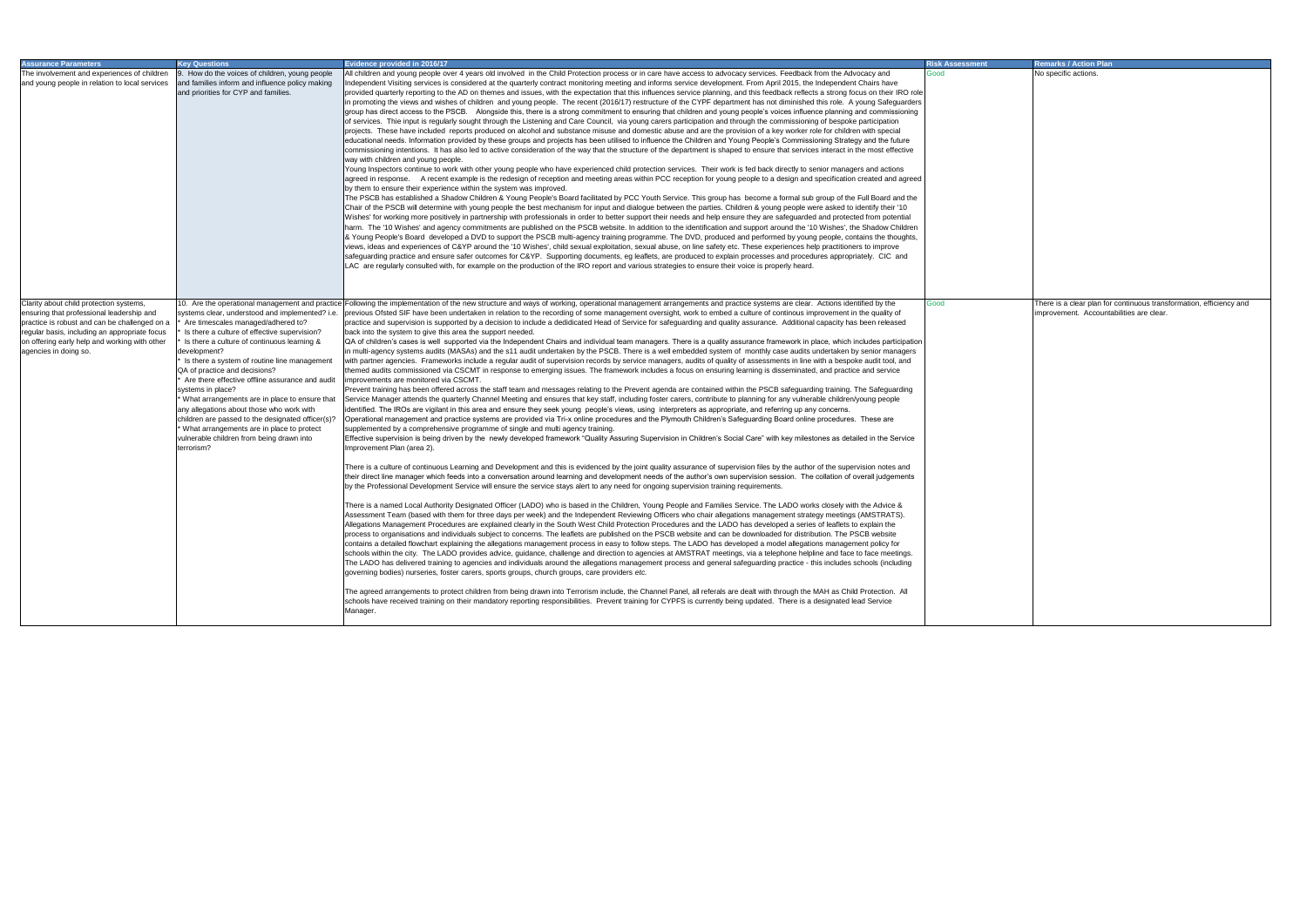| Assurance Parameters | Key Questions | Evidence provided in 2016/17 | Risk Assessment | Remarks / Action Plan |
|---|---|---|---|---|
| The involvement and experiences of children and young people in relation to local services | 9. How do the voices of children, young people and families inform and influence policy making and priorities for CYP and families. | All children and young people over 4 years old involved in the Child Protection process or in care have access to advocacy services. Feedback from the Advocacy and Independent Visiting services is considered at the quarterly contract monitoring meeting and informs service development. From April 2015, the Independent Chairs have provided quarterly reporting to the AD on themes and issues, with the expectation that this influences service planning, and this feedback reflects a strong focus on their IRO role in promoting the views and wishes of children and young people. The recent (2016/17) restructure of the CYPF department has not diminished this role. A young Safeguarders group has direct access to the PSCB. Alongside this, there is a strong commitment to ensuring that children and young people's voices influence planning and commissioning of services. The input is regularly sought through the Listening and Care Council, via young carers participation and through the commissioning of bespoke participation projects. These have included reports produced on alcohol and substance misuse and domestic abuse and are the provision of a key worker role for children with special educational needs. Information provided by these groups and projects has been utilised to influence the Children and Young People's Commissioning Strategy and the future commissioning intentions. It has also led to active consideration of the way that the structure of the department is shaped to ensure that services interact in the most effective way with children and young people.<br>Young Inspectors continue to work with other young people who have experienced child protection services. Their work is fed back directly to senior managers and actions agreed in response. A recent example is the redesign of reception and meeting areas within PCC reception for young people to a design and specification created and agreed by them to ensure their experience within the system was improved.<br>The PSCB has established a Shadow Children & Young People's Board facilitated by PCC Youth Service. This group has become a formal sub group of the Full Board and the Chair of the PSCB will determine with young people the best mechanism for input and dialogue between the parties. Children & young people were asked to identify their '10 Wishes' for working more positively in partnership with professionals in order to better support their needs and help ensure they are safeguarded and protected from potential harm. The '10 Wishes' and agency commitments are published on the PSCB website. In addition to the identification and support around the '10 Wishes', the Shadow Children & Young People's Board developed a DVD to support the PSCB multi-agency training programme. The DVD, produced and performed by young people, contains the thoughts, views, ideas and experiences of C&YP around the '10 Wishes', child sexual exploitation, sexual abuse, on line safety etc. These experiences help practitioners to improve safeguarding practice and ensure safer outcomes for C&YP. Supporting documents, eg leaflets, are produced to explain processes and procedures appropriately. CIC and LAC are regularly consulted with, for example on the production of the IRO report and various strategies to ensure their voice is properly heard. | Good | No specific actions. |
| Clarity about child protection systems, ensuring that professional leadership and practice is robust and can be challenged on a regular basis, including an appropriate focus on offering early help and working with other agencies in doing so. | 10. Are the operational management and practice systems clear, understood and implemented? i.e.<br>* Are timescales managed/adhered to?<br>* Is there a culture of effective supervision?<br>* Is there a culture of continuous learning & development?<br>* Is there a system of routine line management QA of practice and decisions?<br>* Are there effective offline assurance and audit systems in place?<br>* What arrangements are in place to ensure that any allegations about those who work with children are passed to the designated officer(s)?<br>* What arrangements are in place to protect vulnerable children from being drawn into terrorism? | Following the implementation of the new structure and ways of working, operational management arrangements and practice systems are clear. Actions identified by the previous Ofsted SIF have been undertaken in relation to the recording of some management oversight, work to embed a culture of continous improvement in the quality of practice and supervision is supported by a decision to include a dedidicated Head of Service for safeguarding and quality assurance. Additional capacity has been released back into the system to give this area the support needed.<br>QA of children's cases is well supported via the Independent Chairs and individual team managers. There is a quality assurance framework in place, which includes participation in multi-agency systems audits (MASAs) and the s11 audit undertaken by the PSCB. There is a well embedded system of monthly case audits undertaken by senior managers with partner agencies. Frameworks include a regular audit of supervision records by service managers, audits of quality of assessments in line with a bespoke audit tool, and themed audits commissioned via CSCMT in response to emerging issues. The framework includes a focus on ensuring learning is disseminated, and practice and service improvements are monitored via CSCMT.<br>Prevent training has been offered across the staff team and messages relating to the Prevent agenda are contained within the PSCB safeguarding training. The Safeguarding Service Manager attends the quarterly Channel Meeting and ensures that key staff, including foster carers, contribute to planning for any vulnerable children/young people identified. The IROs are vigilant in this area and ensure they seek young people's views, using interpreters as appropriate, and referring up any concerns.<br>Operational management and practice systems are provided via Tri-x online procedures and the Plymouth Children's Safeguarding Board online procedures. These are supplemented by a comprehensive programme of single and multi agency training.<br>Effective supervision is being driven by the newly developed framework "Quality Assuring Supervision in Children's Social Care" with key milestones as detailed in the Service Improvement Plan (area 2).<br><br>There is a culture of continuous Learning and Development and this is evidenced by the joint quality assurance of supervision files by the author of the supervision notes and their direct line manager which feeds into a conversation around learning and development needs of the author's own supervision session. The collation of overall judgements by the Professional Development Service will ensure the service stays alert to any need for ongoing supervision training requirements.<br><br>There is a named Local Authority Designated Officer (LADO) who is based in the Children, Young People and Families Service. The LADO works closely with the Advice & Assessment Team (based with them for three days per week) and the Independent Reviewing Officers who chair allegations management strategy meetings (AMSTRATS). Allegations Management Procedures are explained clearly in the South West Child Protection Procedures and the LADO has developed a series of leaflets to explain the process to organisations and individuals subject to concerns. The leaflets are published on the PSCB website and can be downloaded for distribution. The PSCB website contains a detailed flowchart explaining the allegations management process in easy to follow steps. The LADO has developed a model allegations management policy for schools within the city. The LADO provides advice, guidance, challenge and direction to agencies at AMSTRAT meetings, via a telephone helpline and face to face meetings. The LADO has delivered training to agencies and individuals around the allegations management process and general safeguarding practice - this includes schools (including governing bodies) nurseries, foster carers, sports groups, church groups, care providers *etc.*<br><br>The agreed arrangements to protect children from being drawn into Terrorism include, the Channel Panel, all referals are dealt with through the MAH as Child Protection. All schools have received training on their mandatory reporting responsibilities. Prevent training for CYPFS is currently being updated. There is a designated lead Service Manager. | Good | There is a clear plan for continuous transformation, efficiency and improvement. Accountabilities are clear. |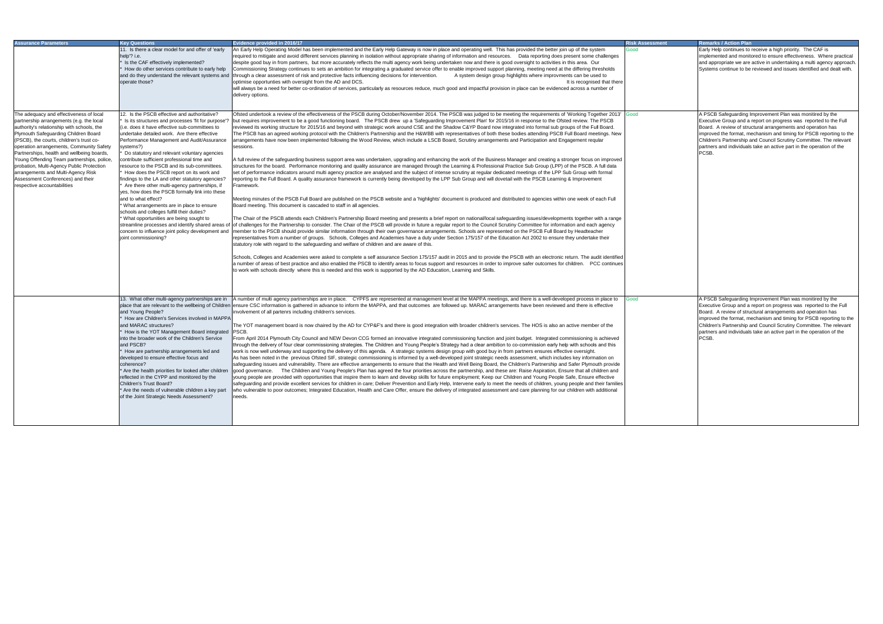| Assurance Parameters | Key Questions | Evidence provided in 2016/17 | Risk Assessment | Remarks / Action Plan |
|---|---|---|---|---|
| | 11. Is there a clear model for and offer of 'early help'? i.e.<br>* Is the CAF effectively implemented?<br>* How do other services contribute to early help and do they understand the relevant systems and operate those? | An Early Help Operating Model has been implemented and the Early Help Gateway is now in place and operating well. This has provided the better join up of the system required to mitigate and avoid different services planning in isolation without appropriate sharing of information and resources. Data reporting does present some challenges despite good buy in from partners, but more accurately reflects the multi agency work being undertaken now and there is good oversight to activities in this area. Our Commissioning Strategy continues to sets an ambition for integrating a graduated service offer to enable improved support planning, meeting need at the differing thresholds through a clear assessment of risk and protective facts influencing decisions for intervention. A system design group highlights where improvments can be used to optimise opportunties with oversight from the AD and DCS. It is recognised that there will always be a need for better co-ordination of services, particularly as resources reduce, much good and impactful provision in place can be evidenced across a number of delivery options. | Good | Early Help continues to receive a high priority. The CAF is implemented and monitored to ensure effectiveness. Where practical and appropriate we are active in underrtaking a multi agency approach. Systems continue to be reviewed and issues identified and dealt with. |
| The adequacy and effectiveness of local partnership arrangements (e.g. the local authority's relationship with schools, the Plymouth Safeguarding Children Board (PSCB), the courts, children's trust co-operation arrangements, Community Safety Partnerships, health and wellbeing boards, Young Offending Team partnerships, police, probation, Multi-Agency Public Protection arrangements and Multi-Agency Risk Assessment Conferences) and their respective accountabilities | 12. Is the PSCB effective and authoritative?<br>* Is its structures and processes 'fit for purpose'? (i.e. does it have effective sub-committees to undertake detailed work. Are there effective Performance Management and Audit/Assurance systems?)<br>* Do statutory and relevant voluntary agencies contribute sufficient professional time and resource to the PSCB and its sub-committees.<br>* How does the PSCB report on its work and findings to the LA and other statutory agencies?<br>* Are there other multi-agency partnerships, if yes, how does the PSCB formally link into these and to what effect?<br>* What arrangements are in place to ensure schools and colleges fulfill their duties?<br>* What opportunities are being sought to streamline processes and identify shared areas of concern to influence joint policy development and joint commissioning? | Ofsted undertook a review of the effectiveness of the PSCB during October/November 2014. The PSCB was judged to be meeting the requirements of 'Working Together 2013' but requires improvement to be a good functioning board. The PSCB drew up a 'Safeguarding Improvement Plan' for 2015/16 in response to the Ofsted review. The PSCB reviewed its working structure for 2015/16 and beyond with strategic work around CSE and the Shadow C&YP Board now integrated into formal sub groups of the Full Board. The PSCB has an agreed working protocol with the Children's Partnership and the H&WBB with representatives of both these bodies attending PSCB Full Board meetings. New arrangements have now been implemented following the Wood Review, which include a LSCB Board, Scrutiny arrangements and Participation and Engagement reqular sessions.<br><br>A full review of the safeguarding business support area was undertaken, upgrading and enhancing the work of the Business Manager and creating a stronger focus on improved structures for the board. Performance monitoring and quality assurance are managed through the Learning & Professional Practice Sub Group (LPP) of the PSCB. A full data set of performance indicators around multi agency practice are analysed and the subject of intense scrutiny at regular dedicated meetings of the LPP Sub Group with formal reporting to the Full Board. A quality assurance framework is currently being developed by the LPP Sub Group and will dovetail with the PSCB Learning & Improvement Framework.<br><br>Meeting minutes of the PSCB Full Board are published on the PSCB website and a 'highlights' document is produced and distributed to agencies within one week of each Full Board meeting. This document is cascaded to staff in all agencies.<br><br>The Chair of the PSCB attends each Children's Partnership Board meeting and presents a brief report on national/local safeguarding issues/developments together with a range of challenges for the Partnership to consider. The Chair of the PSCB will provide in future a regular report to the Council Scrutiny Committee for information and each agency member to the PSCB should provide similar information through their own governance arrangements. Schools are represented on the PSCB Full Board by Headteacher representatives from a number of groups. Schools, Colleges and Academies have a duty under Section 175/157 of the Education Act 2002 to ensure they undertake their statutory role with regard to the safeguarding and welfare of children and are aware of this.<br><br>Schools, Colleges and Academies were asked to complete a self assurance Section 175/157 audit in 2015 and to provide the PSCB with an electronic return. The audit identified a number of areas of best practice and also enabled the PSCB to identify areas to focus support and resources in order to improve safer outcomes for children. PCC continues to work with schools directly where this is needed and this work is supported by the AD Education, Learning and Skills. | Good | A PSCB Safeguarding Improvement Plan was monitired by the Executive Group and a report on progress was reported to the Full Board. A review of structural arrangements and operation has improved the format, mechanism and timing for PSCB reporting to the Children's Partnership and Council Scrutiny Committee. The relevant partners and individuals take an active part in the operation of the PCSB. |
| | 13. What other multi-agency partnerships are in place that are relevant to the wellbeing of Children and Young People?<br>* How are Children's Services involved in MAPPA and MARAC structures?<br>* How is the YOT Management Board integrated into the broader work of the Children's Service and PSCB?<br>* How are partnership arrangements led and developed to ensure effective focus and coherence?<br>* Are the health priorities for looked after children reflected in the CYPP and monitored by the Children's Trust Board?<br>* Are the needs of vulnerable children a key part of the Joint Strategic Needs Assessment? | A number of multi agency partnerships are in place. CYPFS are represented at management level at the MAPPA meetings, and there is a well-developed process in place to ensure CSC information is gathered in advance to inform the MAPPA, and that outcomes are followed up. MARAC arrangements have been reviewed and there is effective involvement of all partenrs including children's services.<br><br>The YOT management board is now chaired by the AD for CYP&F's and there is good integration with broader children's services. The HOS is also an active member of the PSCB.<br><br>From April 2014 Plymouth City Council and NEW Devon CCG formed an innovative integrated commissioning function and joint budget. Integrated commissioning is achieved through the delivery of four clear commissioning strategies. The Children and Young People's Strategy had a clear ambition to co-commission early help with schools and this work is now well underway and supporting the delivery of this agenda. A strategic systems design group with good buy in from partners ensures effective oversight.<br>As has been noted in the previous Ofsted SIF, strategic commissioning is informed by a well-developed joint strategic needs assessment, which includes key information on safeguarding issues and vulnerability. There are effective arrangements to ensure that the Health and Well Being Board, the Children's Partnership and Safer Plymouth provide good governance. The Children and Young People's Plan has agreed the four priorities across the partnership, and these are: Raise Aspiration, Ensure that all children and young people are provided with opportunities that inspire them to learn and develop skills for future employment; Keep our Children and Young People Safe, Ensure effective safeguarding and provide excellent services for children in care; Deliver Prevention and Early Help, Intervene early to meet the needs of children, young people and their families who vulnerable to poor outcomes; Integrated Education, Health and Care Offer, ensure the delivery of integrated assessment and care planning for our children with additional needs. | Good | A PSCB Safeguarding Improvement Plan was monitired by the Executive Group and a report on progress was reported to the Full Board. A review of structural arrangements and operation has improved the format, mechanism and timing for PSCB reporting to the Children's Partnership and Council Scrutiny Committee. The relevant partners and individuals take an active part in the operation of the PCSB. |